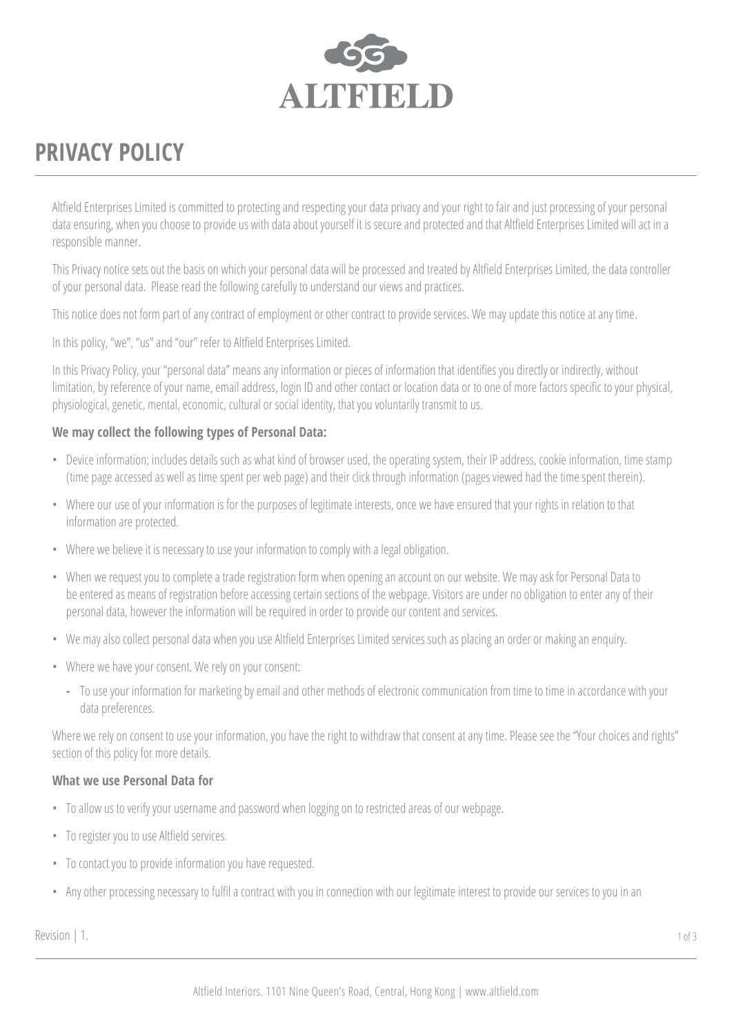ALTFIELD

# PRIVACY POLICY

Altfield Enterprises Limited is committed to protecting and respecting your data privacy and your right to fair and just processing of your personal data ensuring, when you choose to provide us with data about yourself it is secure and protected and that Altfield Enterprises Limited will act in a responsible manner.

This Privacy notice sets out the basis on which your personal data will be processed and treated by Altfield Enterprises Limited, the data controller of your personal data. Please read the following carefully to understand our views and practices.

This notice does not form part of any contract of employment or other contract to provide services. We may update this notice at any time.

In this policy, "we", "us" and "our" refer to Altfield Enterprises Limited.

In this Privacy Policy, your "personal data" means any information or pieces of information that identifies you directly or indirectly, without limitation, by reference of your name, email address, login ID and other contact or location data or to one of more factors specific to your physical, physiological, genetic, mental, economic, cultural or social identity, that you voluntarily transmit to us.

**We may collect the following types of Personal Data:**

- Device information; includes details such as what kind of browser used, the operating system, their IP address, cookie information, time stamp (time page accessed as well as time spent per web page) and their click through information (pages viewed had the time spent therein).
- Where our use of your information is for the purposes of legitimate interests, once we have ensured that your rights in relation to that information are protected.
- Where we believe it is necessary to use your information to comply with a legal obligation.
- When we request you to complete a trade registration form when opening an account on our website. We may ask for Personal Data to be entered as means of registration before accessing certain sections of the webpage. Visitors are under no obligation to enter any of their personal data, however the information will be required in order to provide our content and services.
- We may also collect personal data when you use Altfield Enterprises Limited services such as placing an order or making an enquiry.
- Where we have your consent. We rely on your consent:
  - To use your information for marketing by email and other methods of electronic communication from time to time in accordance with your data preferences.

Where we rely on consent to use your information, you have the right to withdraw that consent at any time. Please see the "Your choices and rights" section of this policy for more details.

**What we use Personal Data for**

- To allow us to verify your username and password when logging on to restricted areas of our webpage.
- To register you to use Altfield services.
- To contact you to provide information you have requested.
- Any other processing necessary to fulfil a contract with you in connection with our legitimate interest to provide our services to you in an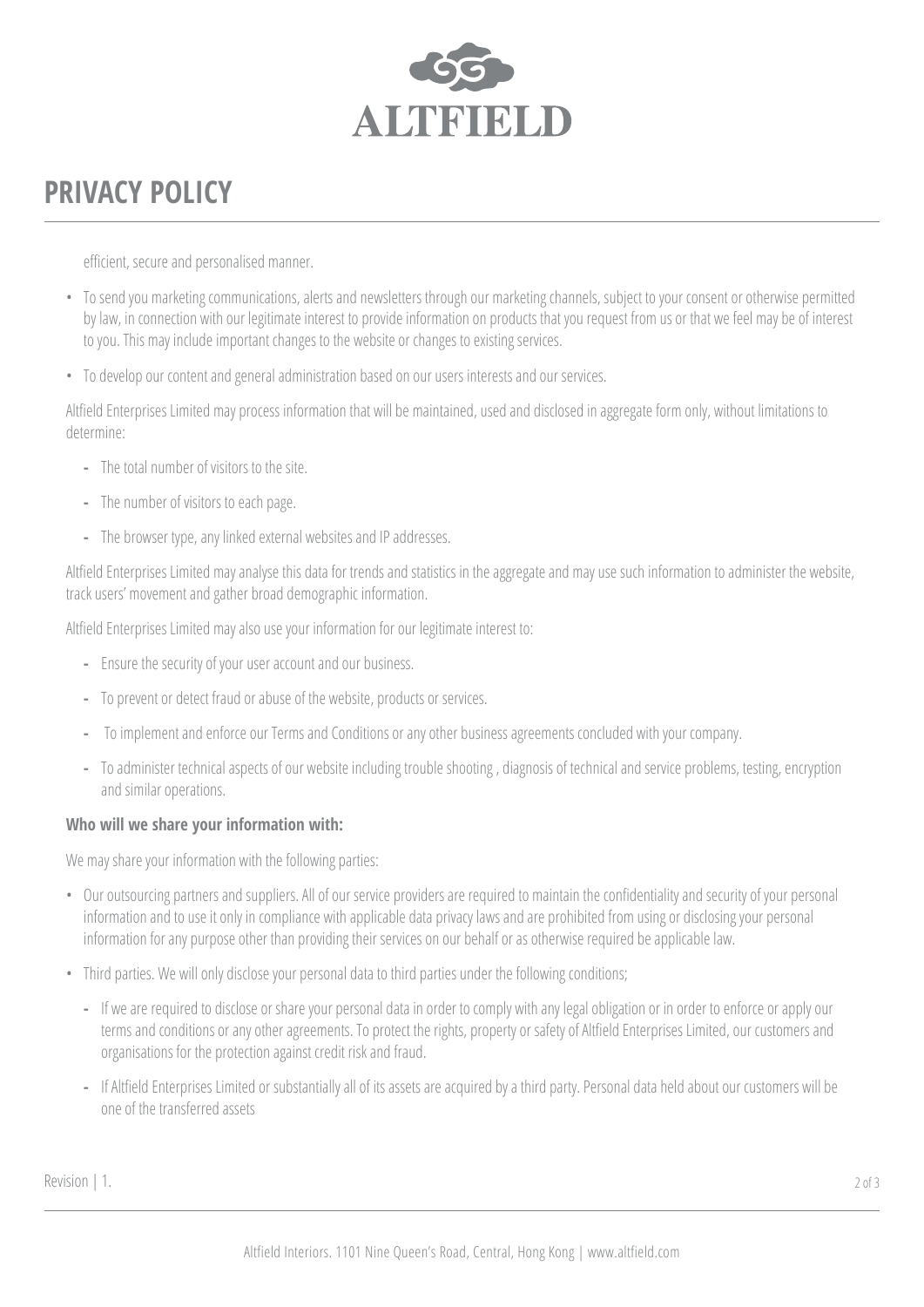efficient, secure and personalised manner.

- To send you marketing communications, alerts and newsletters through our marketing channels, subject to your consent or otherwise permitted by law, in connection with our legitimate interest to provide information on products that you request from us or that we feel may be of interest to you. This may include important changes to the website or changes to existing services.
- To develop our content and general administration based on our users interests and our services.

Altfield Enterprises Limited may process information that will be maintained, used and disclosed in aggregate form only, without limitations to determine:

- The total number of visitors to the site.
- The number of visitors to each page.
- The browser type, any linked external websites and IP addresses.

Altfield Enterprises Limited may analyse this data for trends and statistics in the aggregate and may use such information to administer the website, track users' movement and gather broad demographic information.

Altfield Enterprises Limited may also use your information for our legitimate interest to:

- Ensure the security of your user account and our business.
- To prevent or detect fraud or abuse of the website, products or services.
- To implement and enforce our Terms and Conditions or any other business agreements concluded with your company.
- To administer technical aspects of our website including trouble shooting , diagnosis of technical and service problems, testing, encryption and similar operations.

**Who will we share your information with:**

We may share your information with the following parties:

- Our outsourcing partners and suppliers. All of our service providers are required to maintain the confidentiality and security of your personal information and to use it only in compliance with applicable data privacy laws and are prohibited from using or disclosing your personal information for any purpose other than providing their services on our behalf or as otherwise required be applicable law.
- Third parties. We will only disclose your personal data to third parties under the following conditions;
  - If we are required to disclose or share your personal data in order to comply with any legal obligation or in order to enforce or apply our terms and conditions or any other agreements. To protect the rights, property or safety of Altfield Enterprises Limited, our customers and organisations for the protection against credit risk and fraud.
  - If Altfield Enterprises Limited or substantially all of its assets are acquired by a third party. Personal data held about our customers will be one of the transferred assets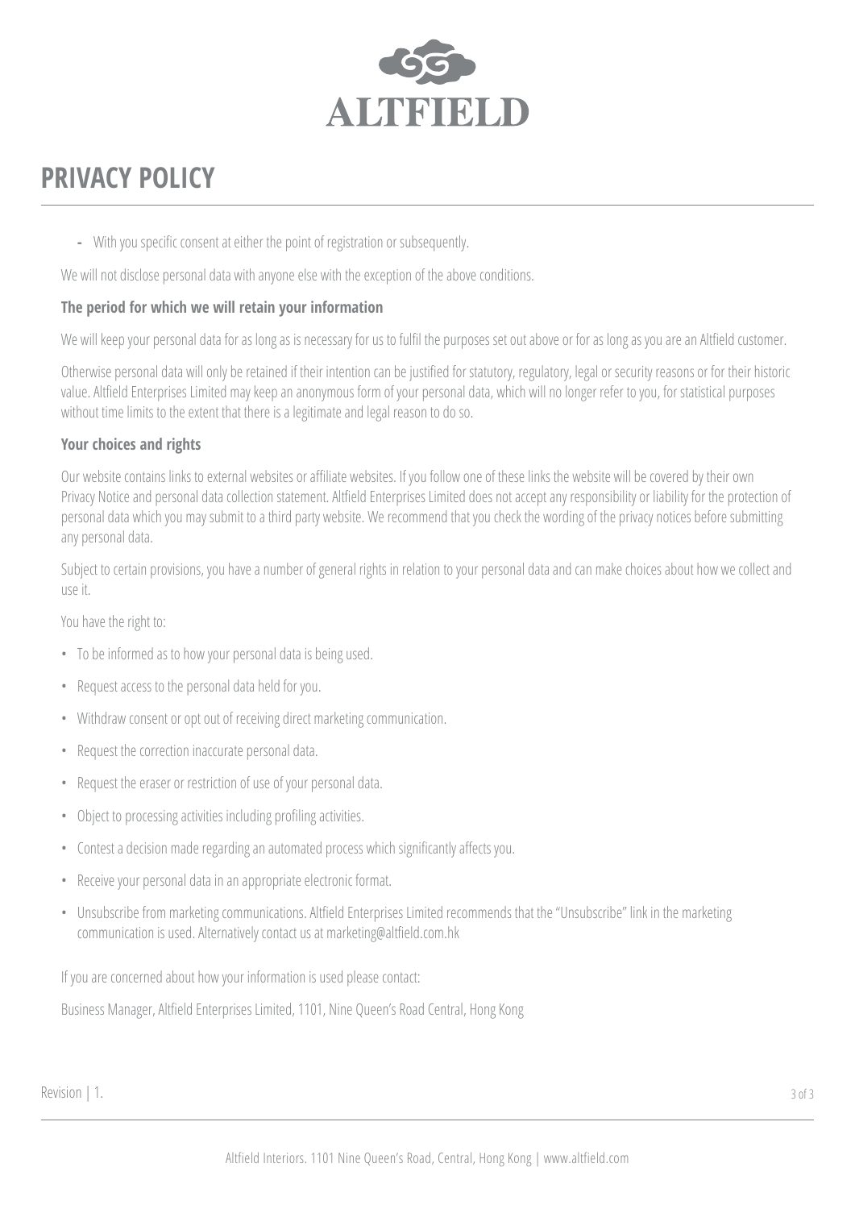# PRIVACY POLICY

- With you specific consent at either the point of registration or subsequently.

We will not disclose personal data with anyone else with the exception of the above conditions.

**The period for which we will retain your information**

We will keep your personal data for as long as is necessary for us to fulfil the purposes set out above or for as long as you are an Altfield customer.

Otherwise personal data will only be retained if their intention can be justified for statutory, regulatory, legal or security reasons or for their historic value. Altfield Enterprises Limited may keep an anonymous form of your personal data, which will no longer refer to you, for statistical purposes without time limits to the extent that there is a legitimate and legal reason to do so.

**Your choices and rights**

Our website contains links to external websites or affiliate websites. If you follow one of these links the website will be covered by their own Privacy Notice and personal data collection statement. Altfield Enterprises Limited does not accept any responsibility or liability for the protection of personal data which you may submit to a third party website. We recommend that you check the wording of the privacy notices before submitting any personal data.

Subject to certain provisions, you have a number of general rights in relation to your personal data and can make choices about how we collect and use it.

You have the right to:

- To be informed as to how your personal data is being used.
- Request access to the personal data held for you.
- Withdraw consent or opt out of receiving direct marketing communication.
- Request the correction inaccurate personal data.
- Request the eraser or restriction of use of your personal data.
- Object to processing activities including profiling activities.
- Contest a decision made regarding an automated process which significantly affects you.
- Receive your personal data in an appropriate electronic format.
- Unsubscribe from marketing communications. Altfield Enterprises Limited recommends that the "Unsubscribe" link in the marketing communication is used. Alternatively contact us at marketing@altfield.com.hk

If you are concerned about how your information is used please contact:

Business Manager, Altfield Enterprises Limited, 1101, Nine Queen's Road Central, Hong Kong

Revision | 1.

Altfield Interiors. 1101 Nine Queen's Road, Central, Hong Kong | www.altfield.com